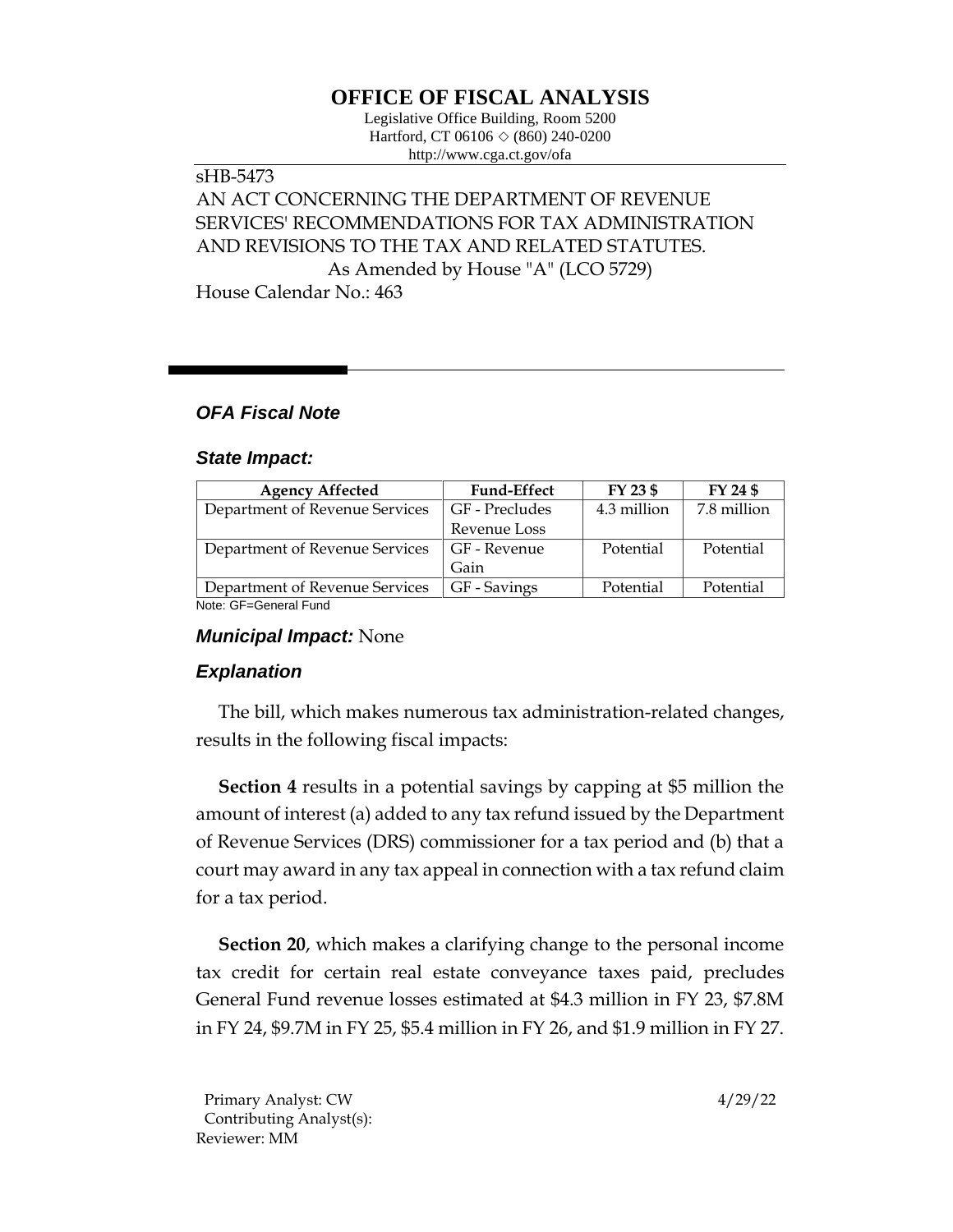# OFFICE OF FISCAL ANALYSIS

Legislative Office Building, Room 5200
Hartford, CT 06106 ◇ (860) 240-0200
http://www.cga.ct.gov/ofa

sHB-5473
AN ACT CONCERNING THE DEPARTMENT OF REVENUE SERVICES' RECOMMENDATIONS FOR TAX ADMINISTRATION AND REVISIONS TO THE TAX AND RELATED STATUTES.
As Amended by House "A" (LCO 5729)
House Calendar No.: 463

## *OFA Fiscal Note*

### *State Impact:*

| Agency Affected | Fund-Effect | FY 23 $ | FY 24 $ |
|---|---|---|---|
| Department of Revenue Services | GF - Precludes Revenue Loss | 4.3 million | 7.8 million |
| Department of Revenue Services | GF - Revenue Gain | Potential | Potential |
| Department of Revenue Services | GF - Savings | Potential | Potential |

Note: GF=General Fund

### *Municipal Impact:* None

### *Explanation*

The bill, which makes numerous tax administration-related changes, results in the following fiscal impacts:

**Section 4** results in a potential savings by capping at $5 million the amount of interest (a) added to any tax refund issued by the Department of Revenue Services (DRS) commissioner for a tax period and (b) that a court may award in any tax appeal in connection with a tax refund claim for a tax period.

**Section 20**, which makes a clarifying change to the personal income tax credit for certain real estate conveyance taxes paid, precludes General Fund revenue losses estimated at $4.3 million in FY 23, $7.8M in FY 24, $9.7M in FY 25, $5.4 million in FY 26, and $1.9 million in FY 27.

Primary Analyst: CW
Contributing Analyst(s):
Reviewer: MM

4/29/22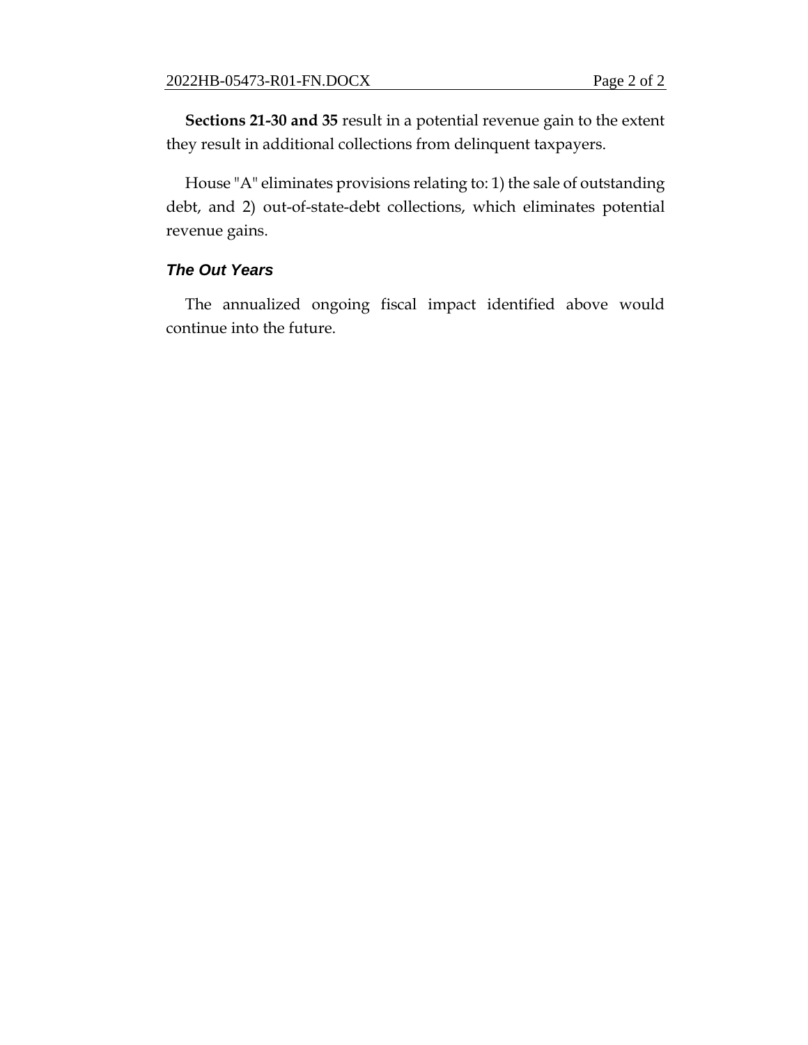**Sections 21-30 and 35** result in a potential revenue gain to the extent they result in additional collections from delinquent taxpayers.

House "A" eliminates provisions relating to: 1) the sale of outstanding debt, and 2) out-of-state-debt collections, which eliminates potential revenue gains.

### *The Out Years*

The annualized ongoing fiscal impact identified above would continue into the future.